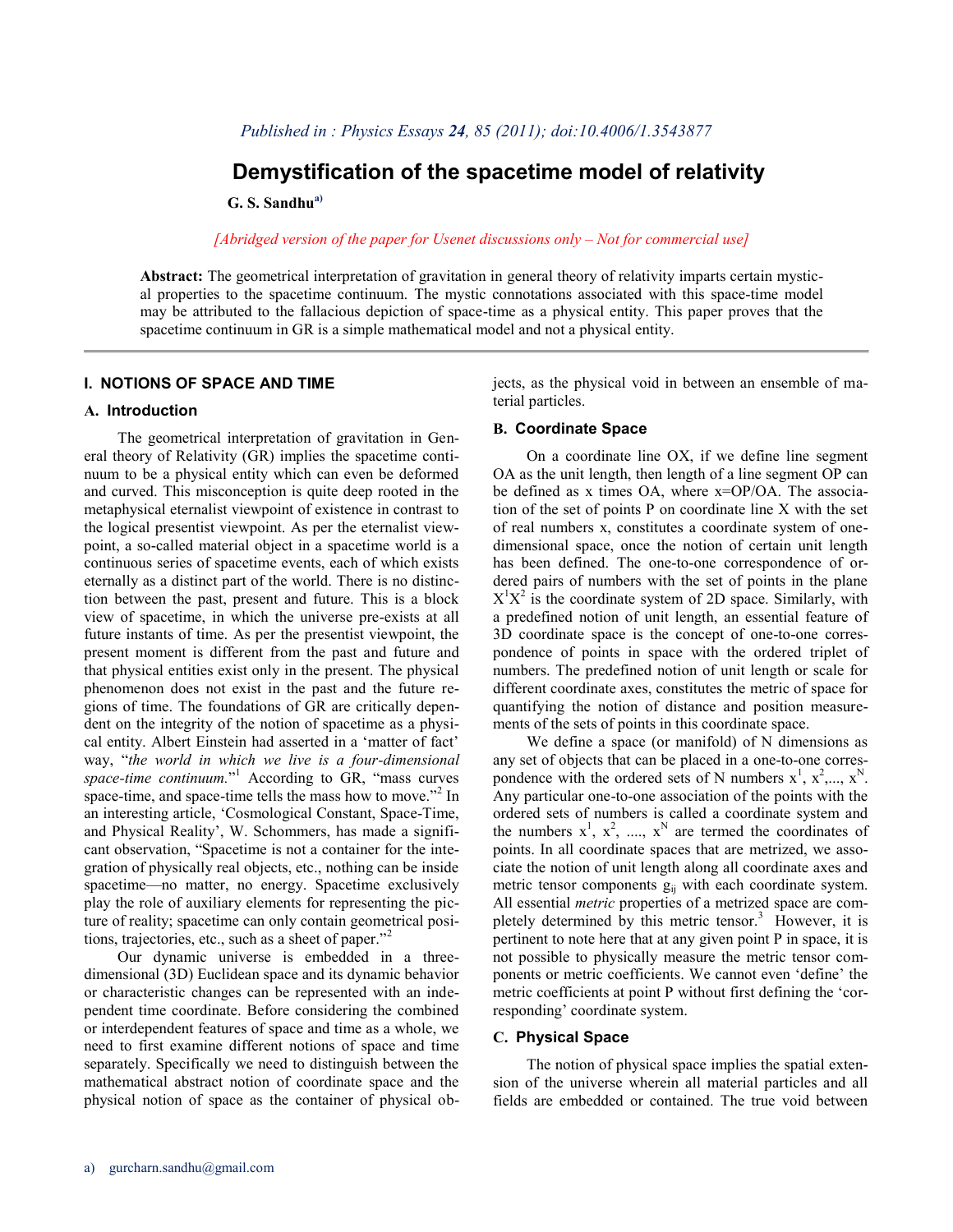*Published in : Physics Essays **24**, 85 (2011); doi:10.4006/1.3543877*

# Demystification of the spacetime model of relativity

**G. S. Sandhu**[a)]

*[Abridged version of the paper for Usenet discussions only – Not for commercial use]*

**Abstract:** The geometrical interpretation of gravitation in general theory of relativity imparts certain mystical properties to the spacetime continuum. The mystic connotations associated with this space-time model may be attributed to the fallacious depiction of space-time as a physical entity. This paper proves that the spacetime continuum in GR is a simple mathematical model and not a physical entity.

## I. NOTIONS OF SPACE AND TIME

### A. Introduction

The geometrical interpretation of gravitation in General theory of Relativity (GR) implies the spacetime continuum to be a physical entity which can even be deformed and curved. This misconception is quite deep rooted in the metaphysical eternalist viewpoint of existence in contrast to the logical presentist viewpoint. As per the eternalist viewpoint, a so-called material object in a spacetime world is a continuous series of spacetime events, each of which exists eternally as a distinct part of the world. There is no distinction between the past, present and future. This is a block view of spacetime, in which the universe pre-exists at all future instants of time. As per the presentist viewpoint, the present moment is different from the past and future and that physical entities exist only in the present. The physical phenomenon does not exist in the past and the future regions of time. The foundations of GR are critically dependent on the integrity of the notion of spacetime as a physical entity. Albert Einstein had asserted in a 'matter of fact' way, "*the world in which we live is a four-dimensional space-time continuum.*"[1] According to GR, "mass curves space-time, and space-time tells the mass how to move."[2] In an interesting article, 'Cosmological Constant, Space-Time, and Physical Reality', W. Schommers, has made a significant observation, "Spacetime is not a container for the integration of physically real objects, etc., nothing can be inside spacetime—no matter, no energy. Spacetime exclusively play the role of auxiliary elements for representing the picture of reality; spacetime can only contain geometrical positions, trajectories, etc., such as a sheet of paper."[2]

Our dynamic universe is embedded in a three-dimensional (3D) Euclidean space and its dynamic behavior or characteristic changes can be represented with an independent time coordinate. Before considering the combined or interdependent features of space and time as a whole, we need to first examine different notions of space and time separately. Specifically we need to distinguish between the mathematical abstract notion of coordinate space and the physical notion of space as the container of physical objects, as the physical void in between an ensemble of material particles.

### B. Coordinate Space

On a coordinate line OX, if we define line segment OA as the unit length, then length of a line segment OP can be defined as x times OA, where x=OP/OA. The association of the set of points P on coordinate line X with the set of real numbers x, constitutes a coordinate system of one-dimensional space, once the notion of certain unit length has been defined. The one-to-one correspondence of ordered pairs of numbers with the set of points in the plane $X^1X^2$ is the coordinate system of 2D space. Similarly, with a predefined notion of unit length, an essential feature of 3D coordinate space is the concept of one-to-one correspondence of points in space with the ordered triplet of numbers. The predefined notion of unit length or scale for different coordinate axes, constitutes the metric of space for quantifying the notion of distance and position measurements of the sets of points in this coordinate space.

We define a space (or manifold) of N dimensions as any set of objects that can be placed in a one-to-one correspondence with the ordered sets of N numbers $x^1, x^2, ..., x^N$. Any particular one-to-one association of the points with the ordered sets of numbers is called a coordinate system and the numbers $x^1, x^2, ...., x^N$ are termed the coordinates of points. In all coordinate spaces that are metrized, we associate the notion of unit length along all coordinate axes and metric tensor components $g_{ij}$ with each coordinate system. All essential *metric* properties of a metrized space are completely determined by this metric tensor.[3] However, it is pertinent to note here that at any given point P in space, it is not possible to physically measure the metric tensor components or metric coefficients. We cannot even 'define' the metric coefficients at point P without first defining the 'corresponding' coordinate system.

### C. Physical Space

The notion of physical space implies the spatial extension of the universe wherein all material particles and all fields are embedded or contained. The true void between

a) gurcharn.sandhu@gmail.com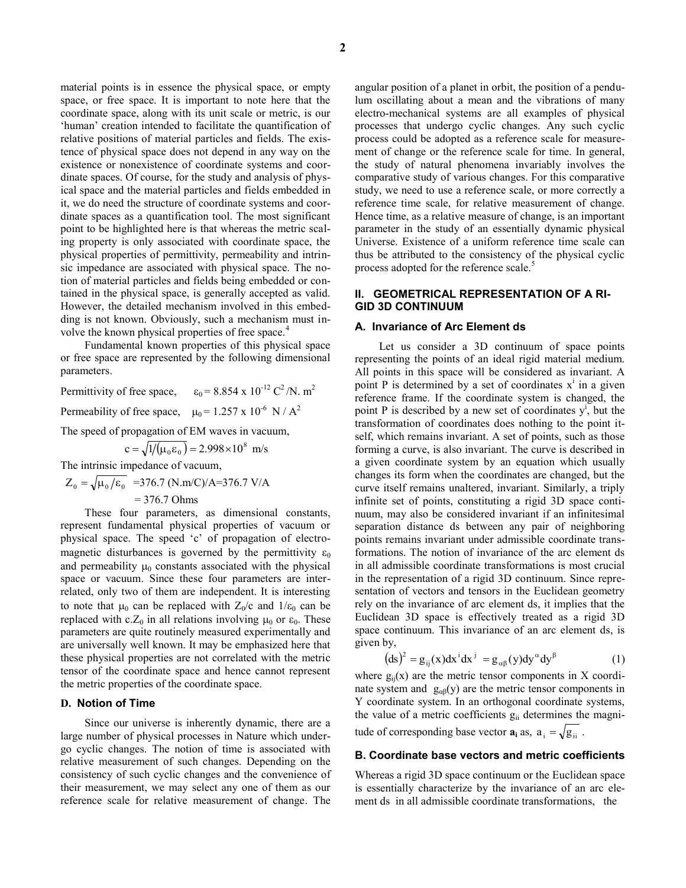material points is in essence the physical space, or empty space, or free space. It is important to note here that the coordinate space, along with its unit scale or metric, is our 'human' creation intended to facilitate the quantification of relative positions of material particles and fields. The existence of physical space does not depend in any way on the existence or nonexistence of coordinate systems and coordinate spaces. Of course, for the study and analysis of physical space and the material particles and fields embedded in it, we do need the structure of coordinate systems and coordinate spaces as a quantification tool. The most significant point to be highlighted here is that whereas the metric scaling property is only associated with coordinate space, the physical properties of permittivity, permeability and intrinsic impedance are associated with physical space. The notion of material particles and fields being embedded or contained in the physical space, is generally accepted as valid. However, the detailed mechanism involved in this embedding is not known. Obviously, such a mechanism must involve the known physical properties of free space.[4]

Fundamental known properties of this physical space or free space are represented by the following dimensional parameters.

Permittivity of free space, $\varepsilon_0 = 8.854 \times 10^{-12}\ \mathrm{C^2/N.\,m^2}$

Permeability of free space, $\mu_0 = 1.257 \times 10^{-6}\ \mathrm{N/A^2}$

The speed of propagation of EM waves in vacuum,

$$c = \sqrt{1/(\mu_0 \varepsilon_0)} = 2.998 \times 10^8\ \mathrm{m/s}$$

The intrinsic impedance of vacuum,

$$Z_0 = \sqrt{\mu_0/\varepsilon_0} = 376.7\ \mathrm{(N.m/C)/A} = 376.7\ \mathrm{V/A} = 376.7\ \mathrm{Ohms}$$

These four parameters, as dimensional constants, represent fundamental physical properties of vacuum or physical space. The speed 'c' of propagation of electromagnetic disturbances is governed by the permittivity $\varepsilon_0$ and permeability $\mu_0$ constants associated with the physical space or vacuum. Since these four parameters are interrelated, only two of them are independent. It is interesting to note that $\mu_0$ can be replaced with $Z_0/c$ and $1/\varepsilon_0$ can be replaced with $c.Z_0$ in all relations involving $\mu_0$ or $\varepsilon_0$. These parameters are quite routinely measured experimentally and are universally well known. It may be emphasized here that these physical properties are not correlated with the metric tensor of the coordinate space and hence cannot represent the metric properties of the coordinate space.

### D. Notion of Time

Since our universe is inherently dynamic, there are a large number of physical processes in Nature which undergo cyclic changes. The notion of time is associated with relative measurement of such changes. Depending on the consistency of such cyclic changes and the convenience of their measurement, we may select any one of them as our reference scale for relative measurement of change. The angular position of a planet in orbit, the position of a pendulum oscillating about a mean and the vibrations of many electro-mechanical systems are all examples of physical processes that undergo cyclic changes. Any such cyclic process could be adopted as a reference scale for measurement of change or the reference scale for time. In general, the study of natural phenomena invariably involves the comparative study of various changes. For this comparative study, we need to use a reference scale, or more correctly a reference time scale, for relative measurement of change. Hence time, as a relative measure of change, is an important parameter in the study of an essentially dynamic physical Universe. Existence of a uniform reference time scale can thus be attributed to the consistency of the physical cyclic process adopted for the reference scale.[5]

## II. GEOMETRICAL REPRESENTATION OF A RIGID 3D CONTINUUM

### A. Invariance of Arc Element ds

Let us consider a 3D continuum of space points representing the points of an ideal rigid material medium. All points in this space will be considered as invariant. A point P is determined by a set of coordinates $x^i$ in a given reference frame. If the coordinate system is changed, the point P is described by a new set of coordinates $y^i$, but the transformation of coordinates does nothing to the point itself, which remains invariant. A set of points, such as those forming a curve, is also invariant. The curve is described in a given coordinate system by an equation which usually changes its form when the coordinates are changed, but the curve itself remains unaltered, invariant. Similarly, a triply infinite set of points, constituting a rigid 3D space continuum, may also be considered invariant if an infinitesimal separation distance ds between any pair of neighboring points remains invariant under admissible coordinate transformations. The notion of invariance of the arc element ds in all admissible coordinate transformations is most crucial in the representation of a rigid 3D continuum. Since representation of vectors and tensors in the Euclidean geometry rely on the invariance of arc element ds, it implies that the Euclidean 3D space is effectively treated as a rigid 3D space continuum. This invariance of an arc element ds, is given by,

$$(ds)^2 = g_{ij}(x)dx^i dx^j = g_{\alpha\beta}(y)dy^\alpha dy^\beta \tag{1}$$

where $g_{ij}(x)$ are the metric tensor components in X coordinate system and $g_{\alpha\beta}(y)$ are the metric tensor components in Y coordinate system. In an orthogonal coordinate systems, the value of a metric coefficients $g_{ii}$ determines the magnitude of corresponding base vector $\mathbf{a}_i$ as, $a_i = \sqrt{g_{ii}}$ .

### B. Coordinate base vectors and metric coefficients

Whereas a rigid 3D space continuum or the Euclidean space is essentially characterize by the invariance of an arc element ds in all admissible coordinate transformations, the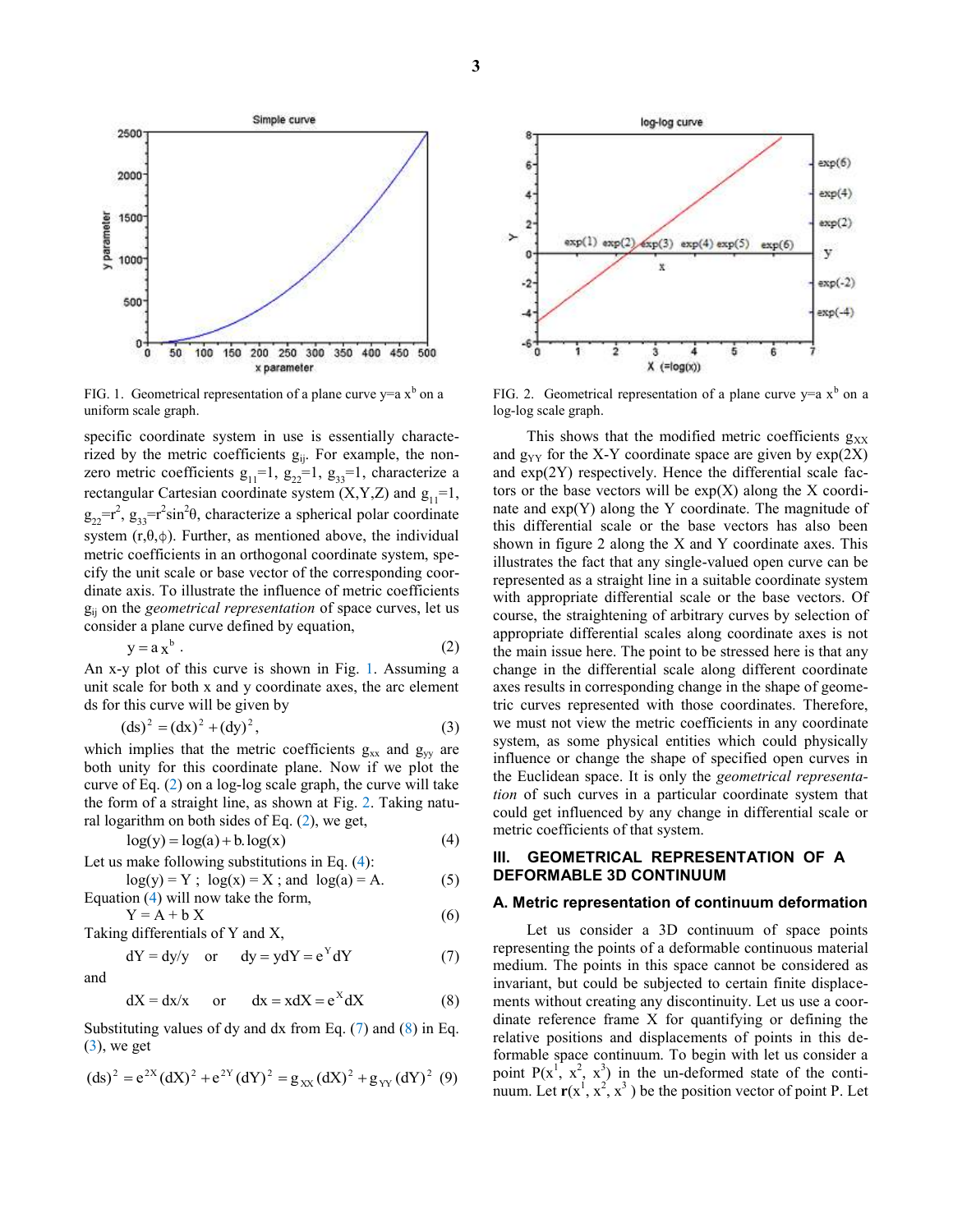FIG. 1. Geometrical representation of a plane curve $y=a\,x^b$ on a uniform scale graph.

FIG. 2. Geometrical representation of a plane curve $y=a\,x^b$ on a log-log scale graph.

specific coordinate system in use is essentially characterized by the metric coefficients $g_{ij}$. For example, the non-zero metric coefficients $g_{11}=1$, $g_{22}=1$, $g_{33}=1$, characterize a rectangular Cartesian coordinate system (X,Y,Z) and $g_{11}=1$, $g_{22}=r^2$, $g_{33}=r^2\sin^2\theta$, characterize a spherical polar coordinate system $(r,\theta,\phi)$. Further, as mentioned above, the individual metric coefficients in an orthogonal coordinate system, specify the unit scale or base vector of the corresponding coordinate axis. To illustrate the influence of metric coefficients $g_{ij}$ on the *geometrical representation* of space curves, let us consider a plane curve defined by equation,

$$y = a\,x^b\,. \tag{2}$$

An x-y plot of this curve is shown in Fig. 1. Assuming a unit scale for both x and y coordinate axes, the arc element ds for this curve will be given by

$$(\mathrm{ds})^2 = (\mathrm{dx})^2 + (\mathrm{dy})^2, \tag{3}$$

which implies that the metric coefficients $g_{xx}$ and $g_{yy}$ are both unity for this coordinate plane. Now if we plot the curve of Eq. (2) on a log-log scale graph, the curve will take the form of a straight line, as shown at Fig. 2. Taking natural logarithm on both sides of Eq. (2), we get,

$$\log(y) = \log(a) + b.\log(x) \tag{4}$$

Let us make following substitutions in Eq. (4):

$$\log(y) = Y\ ;\ \log(x) = X\ ;\ \text{and}\ \log(a) = A. \tag{5}$$

Equation (4) will now take the form,

$$Y = A + b\,X \tag{6}$$

Taking differentials of Y and X,

$$dY = dy/y \quad \text{or} \quad dy = y dY = e^Y dY \tag{7}$$

and

$$dX = dx/x \quad \text{or} \quad dx = x dX = e^X dX \tag{8}$$

Substituting values of dy and dx from Eq. (7) and (8) in Eq. (3), we get

$$(\mathrm{ds})^2 = e^{2X}(dX)^2 + e^{2Y}(dY)^2 = g_{XX}(dX)^2 + g_{YY}(dY)^2 \tag{9}$$

This shows that the modified metric coefficients $g_{XX}$ and $g_{YY}$ for the X-Y coordinate space are given by exp(2X) and exp(2Y) respectively. Hence the differential scale factors or the base vectors will be exp(X) along the X coordinate and exp(Y) along the Y coordinate. The magnitude of this differential scale or the base vectors has also been shown in figure 2 along the X and Y coordinate axes. This illustrates the fact that any single-valued open curve can be represented as a straight line in a suitable coordinate system with appropriate differential scale or the base vectors. Of course, the straightening of arbitrary curves by selection of appropriate differential scales along coordinate axes is not the main issue here. The point to be stressed here is that any change in the differential scale along different coordinate axes results in corresponding change in the shape of geometric curves represented with those coordinates. Therefore, we must not view the metric coefficients in any coordinate system, as some physical entities which could physically influence or change the shape of specified open curves in the Euclidean space. It is only the *geometrical representation* of such curves in a particular coordinate system that could get influenced by any change in differential scale or metric coefficients of that system.

## III. GEOMETRICAL REPRESENTATION OF A DEFORMABLE 3D CONTINUUM

### A. Metric representation of continuum deformation

Let us consider a 3D continuum of space points representing the points of a deformable continuous material medium. The points in this space cannot be considered as invariant, but could be subjected to certain finite displacements without creating any discontinuity. Let us use a coordinate reference frame X for quantifying or defining the relative positions and displacements of points in this deformable space continuum. To begin with let us consider a point $P(x^1, x^2, x^3)$ in the un-deformed state of the continuum. Let $\mathbf{r}(x^1, x^2, x^3)$ be the position vector of point P. Let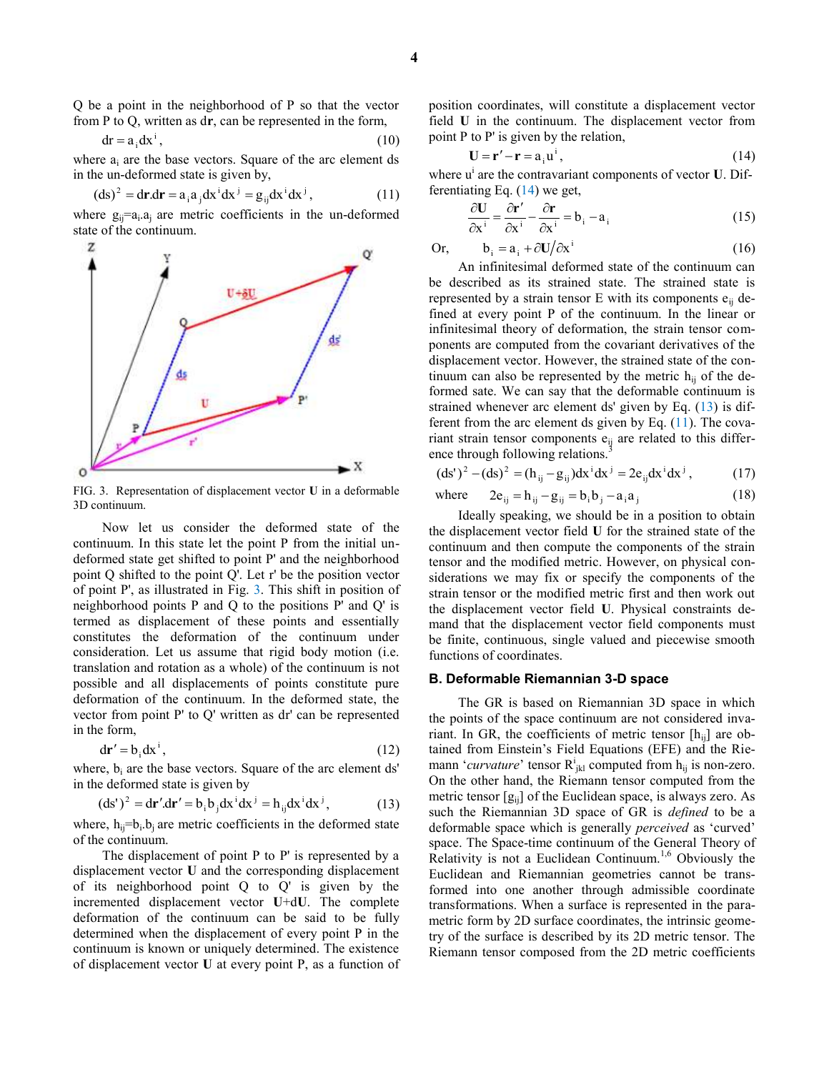Q be a point in the neighborhood of P so that the vector from P to Q, written as d**r**, can be represented in the form,

$$dr = a_i dx^i, \tag{10}$$

where $a_i$ are the base vectors. Square of the arc element ds in the un-deformed state is given by,

$$(ds)^2 = d\mathbf{r}.d\mathbf{r} = a_i a_j dx^i dx^j = g_{ij} dx^i dx^j, \tag{11}$$

where $g_{ij}=a_i.a_j$ are metric coefficients in the un-deformed state of the continuum.

FIG. 3. Representation of displacement vector **U** in a deformable 3D continuum.

Now let us consider the deformed state of the continuum. In this state let the point P from the initial un-deformed state get shifted to point P' and the neighborhood point Q shifted to the point Q'. Let r' be the position vector of point P', as illustrated in Fig. 3. This shift in position of neighborhood points P and Q to the positions P' and Q' is termed as displacement of these points and essentially constitutes the deformation of the continuum under consideration. Let us assume that rigid body motion (i.e. translation and rotation as a whole) of the continuum is not possible and all displacements of points constitute pure deformation of the continuum. In the deformed state, the vector from point P' to Q' written as dr' can be represented in the form,

$$d\mathbf{r}' = b_i dx^i, \tag{12}$$

where, $b_i$ are the base vectors. Square of the arc element ds' in the deformed state is given by

$$(ds')^2 = d\mathbf{r}'.d\mathbf{r}' = b_i b_j dx^i dx^j = h_{ij} dx^i dx^j, \tag{13}$$

where, $h_{ij}=b_i.b_j$ are metric coefficients in the deformed state of the continuum.

The displacement of point P to P' is represented by a displacement vector **U** and the corresponding displacement of its neighborhood point Q to Q' is given by the incremented displacement vector **U**+d**U**. The complete deformation of the continuum can be said to be fully determined when the displacement of every point P in the continuum is known or uniquely determined. The existence of displacement vector **U** at every point P, as a function of position coordinates, will constitute a displacement vector field **U** in the continuum. The displacement vector from point P to P' is given by the relation,

$$\mathbf{U} = \mathbf{r}' - \mathbf{r} = a_i u^i, \tag{14}$$

where $u^i$ are the contravariant components of vector **U**. Differentiating Eq. (14) we get,

$$\frac{\partial \mathbf{U}}{\partial x^i} = \frac{\partial \mathbf{r}'}{\partial x^i} - \frac{\partial \mathbf{r}}{\partial x^i} = b_i - a_i \tag{15}$$

Or,

$$b_i = a_i + \partial \mathbf{U}/\partial x^i \tag{16}$$

An infinitesimal deformed state of the continuum can be described as its strained state. The strained state is represented by a strain tensor E with its components $e_{ij}$ defined at every point P of the continuum. In the linear or infinitesimal theory of deformation, the strain tensor components are computed from the covariant derivatives of the displacement vector. However, the strained state of the continuum can also be represented by the metric $h_{ij}$ of the deformed sate. We can say that the deformable continuum is strained whenever arc element ds' given by Eq. (13) is different from the arc element ds given by Eq. (11). The covariant strain tensor components $e_{ij}$ are related to this difference through following relations.[3]

$$(ds')^2 - (ds)^2 = (h_{ij} - g_{ij}) dx^i dx^j = 2e_{ij} dx^i dx^j, \tag{17}$$

where

$$2e_{ij} = h_{ij} - g_{ij} = b_i b_j - a_i a_j \tag{18}$$

Ideally speaking, we should be in a position to obtain the displacement vector field **U** for the strained state of the continuum and then compute the components of the strain tensor and the modified metric. However, on physical considerations we may fix or specify the components of the strain tensor or the modified metric first and then work out the displacement vector field **U**. Physical constraints demand that the displacement vector field components must be finite, continuous, single valued and piecewise smooth functions of coordinates.

### B. Deformable Riemannian 3-D space

The GR is based on Riemannian 3D space in which the points of the space continuum are not considered invariant. In GR, the coefficients of metric tensor $[h_{ij}]$ are obtained from Einstein's Field Equations (EFE) and the Riemann '*curvature*' tensor $R^i_{jkl}$ computed from $h_{ij}$ is non-zero. On the other hand, the Riemann tensor computed from the metric tensor $[g_{ij}]$ of the Euclidean space, is always zero. As such the Riemannian 3D space of GR is *defined* to be a deformable space which is generally *perceived* as 'curved' space. The Space-time continuum of the General Theory of Relativity is not a Euclidean Continuum.[1,6] Obviously the Euclidean and Riemannian geometries cannot be transformed into one another through admissible coordinate transformations. When a surface is represented in the parametric form by 2D surface coordinates, the intrinsic geometry of the surface is described by its 2D metric tensor. The Riemann tensor composed from the 2D metric coefficients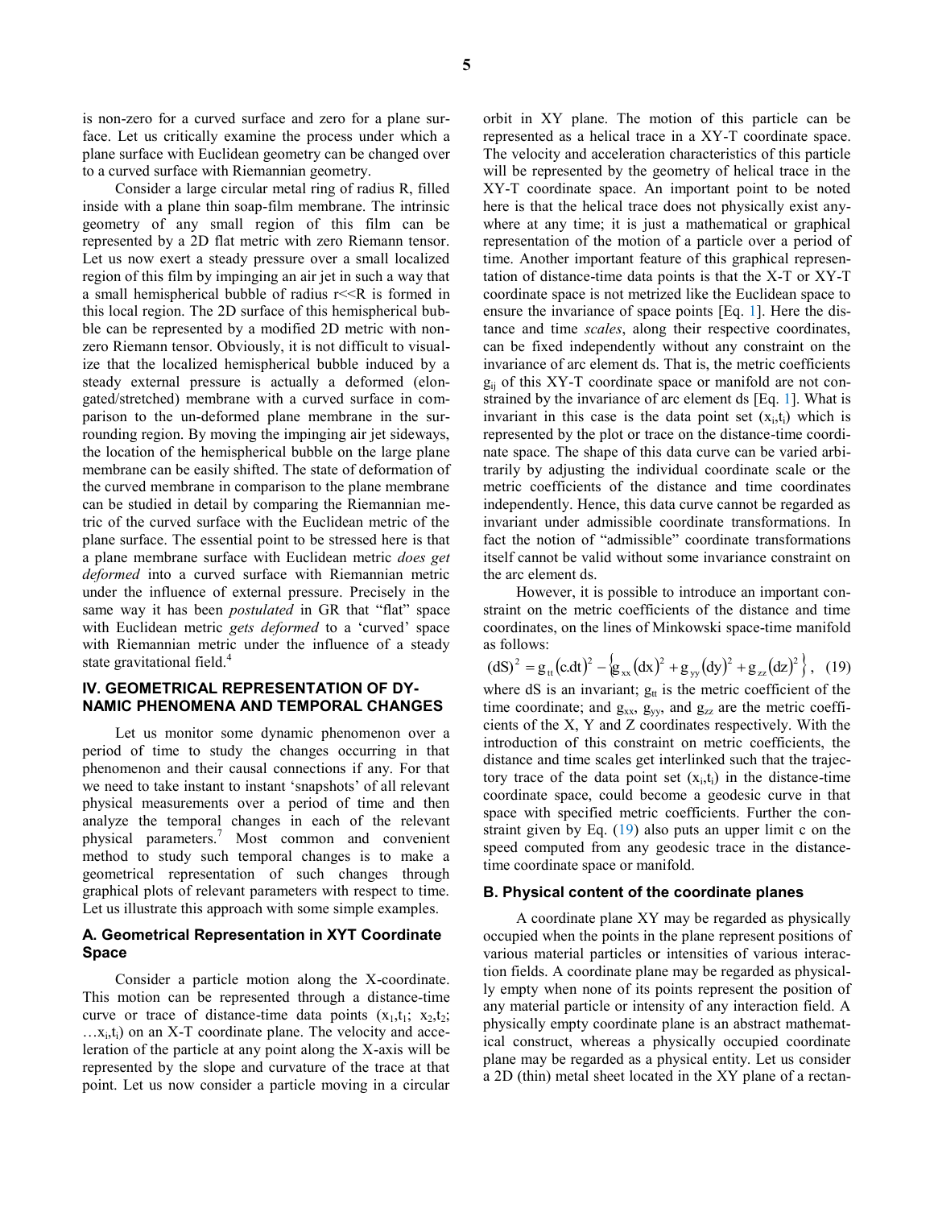is non-zero for a curved surface and zero for a plane surface. Let us critically examine the process under which a plane surface with Euclidean geometry can be changed over to a curved surface with Riemannian geometry.

Consider a large circular metal ring of radius R, filled inside with a plane thin soap-film membrane. The intrinsic geometry of any small region of this film can be represented by a 2D flat metric with zero Riemann tensor. Let us now exert a steady pressure over a small localized region of this film by impinging an air jet in such a way that a small hemispherical bubble of radius $r \ll R$ is formed in this local region. The 2D surface of this hemispherical bubble can be represented by a modified 2D metric with non-zero Riemann tensor. Obviously, it is not difficult to visualize that the localized hemispherical bubble induced by a steady external pressure is actually a deformed (elongated/stretched) membrane with a curved surface in comparison to the un-deformed plane membrane in the surrounding region. By moving the impinging air jet sideways, the location of the hemispherical bubble on the large plane membrane can be easily shifted. The state of deformation of the curved membrane in comparison to the plane membrane can be studied in detail by comparing the Riemannian metric of the curved surface with the Euclidean metric of the plane surface. The essential point to be stressed here is that a plane membrane surface with Euclidean metric *does get deformed* into a curved surface with Riemannian metric under the influence of external pressure. Precisely in the same way it has been *postulated* in GR that "flat" space with Euclidean metric *gets deformed* to a 'curved' space with Riemannian metric under the influence of a steady state gravitational field.[4]

## IV. GEOMETRICAL REPRESENTATION OF DYNAMIC PHENOMENA AND TEMPORAL CHANGES

Let us monitor some dynamic phenomenon over a period of time to study the changes occurring in that phenomenon and their causal connections if any. For that we need to take instant to instant 'snapshots' of all relevant physical measurements over a period of time and then analyze the temporal changes in each of the relevant physical parameters.[7] Most common and convenient method to study such temporal changes is to make a geometrical representation of such changes through graphical plots of relevant parameters with respect to time. Let us illustrate this approach with some simple examples.

### A. Geometrical Representation in XYT Coordinate Space

Consider a particle motion along the X-coordinate. This motion can be represented through a distance-time curve or trace of distance-time data points ($x_1,t_1$; $x_2,t_2$; $\ldots x_i,t_i$) on an X-T coordinate plane. The velocity and acceleration of the particle at any point along the X-axis will be represented by the slope and curvature of the trace at that point. Let us now consider a particle moving in a circular orbit in XY plane. The motion of this particle can be represented as a helical trace in a XY-T coordinate space. The velocity and acceleration characteristics of this particle will be represented by the geometry of helical trace in the XY-T coordinate space. An important point to be noted here is that the helical trace does not physically exist anywhere at any time; it is just a mathematical or graphical representation of the motion of a particle over a period of time. Another important feature of this graphical representation of distance-time data points is that the X-T or XY-T coordinate space is not metrized like the Euclidean space to ensure the invariance of space points [Eq. 1]. Here the distance and time *scales*, along their respective coordinates, can be fixed independently without any constraint on the invariance of arc element ds. That is, the metric coefficients $g_{ij}$ of this XY-T coordinate space or manifold are not constrained by the invariance of arc element ds [Eq. 1]. What is invariant in this case is the data point set ($x_i,t_i$) which is represented by the plot or trace on the distance-time coordinate space. The shape of this data curve can be varied arbitrarily by adjusting the individual coordinate scale or the metric coefficients of the distance and time coordinates independently. Hence, this data curve cannot be regarded as invariant under admissible coordinate transformations. In fact the notion of "admissible" coordinate transformations itself cannot be valid without some invariance constraint on the arc element ds.

However, it is possible to introduce an important constraint on the metric coefficients of the distance and time coordinates, on the lines of Minkowski space-time manifold as follows:

$$(dS)^2 = g_{tt}(c.dt)^2 - \left\{g_{xx}(dx)^2 + g_{yy}(dy)^2 + g_{zz}(dz)^2\right\}, \quad (19)$$

where dS is an invariant; $g_{tt}$ is the metric coefficient of the time coordinate; and $g_{xx}$, $g_{yy}$, and $g_{zz}$ are the metric coefficients of the X, Y and Z coordinates respectively. With the introduction of this constraint on metric coefficients, the distance and time scales get interlinked such that the trajectory trace of the data point set ($x_i,t_i$) in the distance-time coordinate space, could become a geodesic curve in that space with specified metric coefficients. Further the constraint given by Eq. (19) also puts an upper limit c on the speed computed from any geodesic trace in the distance-time coordinate space or manifold.

### B. Physical content of the coordinate planes

A coordinate plane XY may be regarded as physically occupied when the points in the plane represent positions of various material particles or intensities of various interaction fields. A coordinate plane may be regarded as physically empty when none of its points represent the position of any material particle or intensity of any interaction field. A physically empty coordinate plane is an abstract mathematical construct, whereas a physically occupied coordinate plane may be regarded as a physical entity. Let us consider a 2D (thin) metal sheet located in the XY plane of a rectan-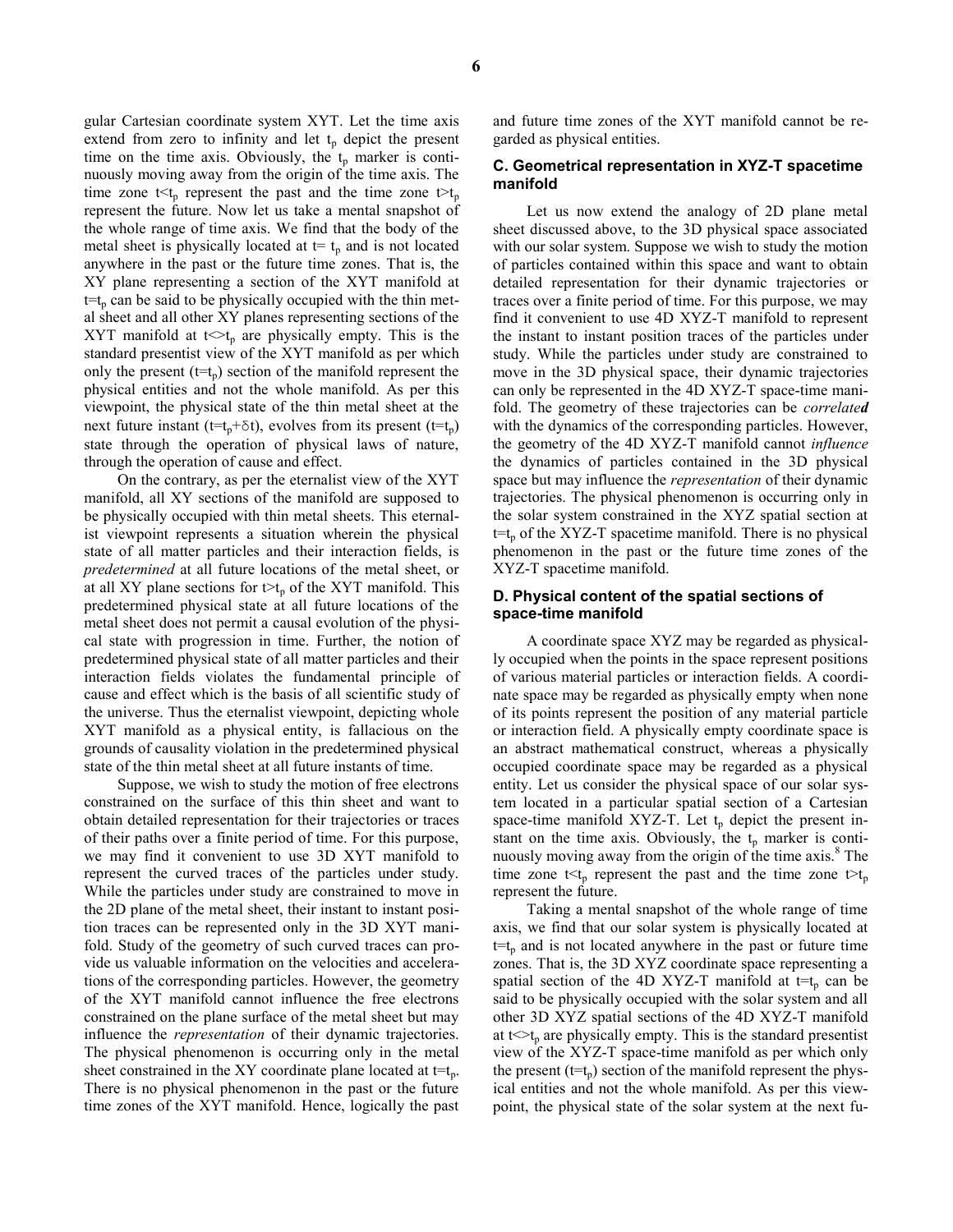gular Cartesian coordinate system XYT. Let the time axis extend from zero to infinity and let $t_p$ depict the present time on the time axis. Obviously, the $t_p$ marker is continuously moving away from the origin of the time axis. The time zone $t<t_p$ represent the past and the time zone $t>t_p$ represent the future. Now let us take a mental snapshot of the whole range of time axis. We find that the body of the metal sheet is physically located at $t= t_p$ and is not located anywhere in the past or the future time zones. That is, the XY plane representing a section of the XYT manifold at $t=t_p$ can be said to be physically occupied with the thin metal sheet and all other XY planes representing sections of the XYT manifold at $t<>t_p$ are physically empty. This is the standard presentist view of the XYT manifold as per which only the present ($t=t_p$) section of the manifold represent the physical entities and not the whole manifold. As per this viewpoint, the physical state of the thin metal sheet at the next future instant ($t=t_p+\delta t$), evolves from its present ($t=t_p$) state through the operation of physical laws of nature, through the operation of cause and effect.

On the contrary, as per the eternalist view of the XYT manifold, all XY sections of the manifold are supposed to be physically occupied with thin metal sheets. This eternalist viewpoint represents a situation wherein the physical state of all matter particles and their interaction fields, is *predetermined* at all future locations of the metal sheet, or at all XY plane sections for $t>t_p$ of the XYT manifold. This predetermined physical state at all future locations of the metal sheet does not permit a causal evolution of the physical state with progression in time. Further, the notion of predetermined physical state of all matter particles and their interaction fields violates the fundamental principle of cause and effect which is the basis of all scientific study of the universe. Thus the eternalist viewpoint, depicting whole XYT manifold as a physical entity, is fallacious on the grounds of causality violation in the predetermined physical state of the thin metal sheet at all future instants of time.

Suppose, we wish to study the motion of free electrons constrained on the surface of this thin sheet and want to obtain detailed representation for their trajectories or traces of their paths over a finite period of time. For this purpose, we may find it convenient to use 3D XYT manifold to represent the curved traces of the particles under study. While the particles under study are constrained to move in the 2D plane of the metal sheet, their instant to instant position traces can be represented only in the 3D XYT manifold. Study of the geometry of such curved traces can provide us valuable information on the velocities and accelerations of the corresponding particles. However, the geometry of the XYT manifold cannot influence the free electrons constrained on the plane surface of the metal sheet but may influence the *representation* of their dynamic trajectories. The physical phenomenon is occurring only in the metal sheet constrained in the XY coordinate plane located at $t=t_p$. There is no physical phenomenon in the past or the future time zones of the XYT manifold. Hence, logically the past and future time zones of the XYT manifold cannot be regarded as physical entities.

### C. Geometrical representation in XYZ-T spacetime manifold

Let us now extend the analogy of 2D plane metal sheet discussed above, to the 3D physical space associated with our solar system. Suppose we wish to study the motion of particles contained within this space and want to obtain detailed representation for their dynamic trajectories or traces over a finite period of time. For this purpose, we may find it convenient to use 4D XYZ-T manifold to represent the instant to instant position traces of the particles under study. While the particles under study are constrained to move in the 3D physical space, their dynamic trajectories can only be represented in the 4D XYZ-T space-time manifold. The geometry of these trajectories can be ***correlated*** with the dynamics of the corresponding particles. However, the geometry of the 4D XYZ-T manifold cannot *influence* the dynamics of particles contained in the 3D physical space but may influence the *representation* of their dynamic trajectories. The physical phenomenon is occurring only in the solar system constrained in the XYZ spatial section at $t=t_p$ of the XYZ-T spacetime manifold. There is no physical phenomenon in the past or the future time zones of the XYZ-T spacetime manifold.

### D. Physical content of the spatial sections of space-time manifold

A coordinate space XYZ may be regarded as physically occupied when the points in the space represent positions of various material particles or interaction fields. A coordinate space may be regarded as physically empty when none of its points represent the position of any material particle or interaction field. A physically empty coordinate space is an abstract mathematical construct, whereas a physically occupied coordinate space may be regarded as a physical entity. Let us consider the physical space of our solar system located in a particular spatial section of a Cartesian space-time manifold XYZ-T. Let $t_p$ depict the present instant on the time axis. Obviously, the $t_p$ marker is continuously moving away from the origin of the time axis.[8] The time zone $t<t_p$ represent the past and the time zone $t>t_p$ represent the future.

Taking a mental snapshot of the whole range of time axis, we find that our solar system is physically located at $t=t_p$ and is not located anywhere in the past or future time zones. That is, the 3D XYZ coordinate space representing a spatial section of the 4D XYZ-T manifold at $t=t_p$ can be said to be physically occupied with the solar system and all other 3D XYZ spatial sections of the 4D XYZ-T manifold at $t<>t_p$ are physically empty. This is the standard presentist view of the XYZ-T space-time manifold as per which only the present ($t=t_p$) section of the manifold represent the physical entities and not the whole manifold. As per this viewpoint, the physical state of the solar system at the next fu-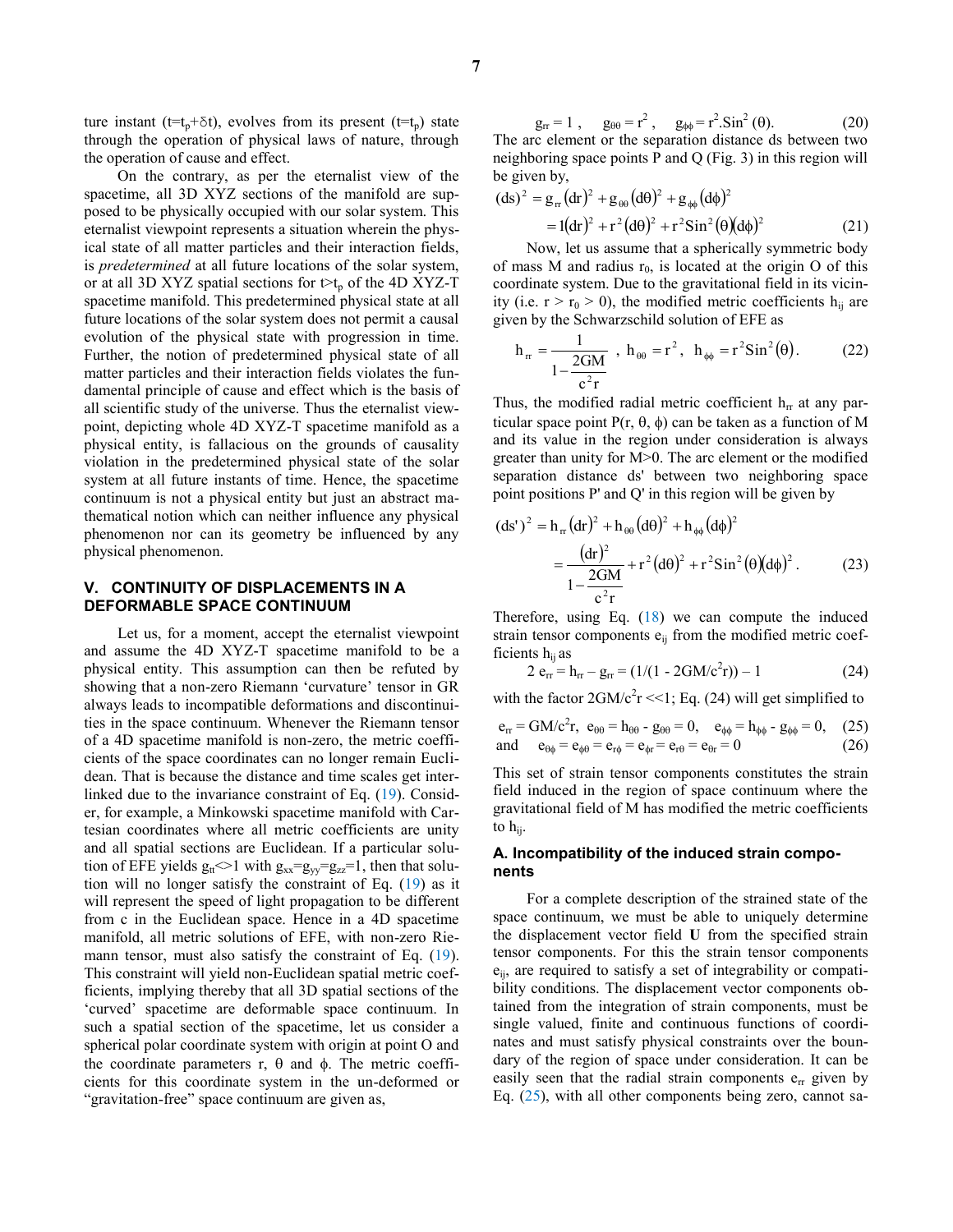ture instant ($t=t_p+\delta t$), evolves from its present ($t=t_p$) state through the operation of physical laws of nature, through the operation of cause and effect.

On the contrary, as per the eternalist view of the spacetime, all 3D XYZ sections of the manifold are supposed to be physically occupied with our solar system. This eternalist viewpoint represents a situation wherein the physical state of all matter particles and their interaction fields, is *predetermined* at all future locations of the solar system, or at all 3D XYZ spatial sections for $t>t_p$ of the 4D XYZ-T spacetime manifold. This predetermined physical state at all future locations of the solar system does not permit a causal evolution of the physical state with progression in time. Further, the notion of predetermined physical state of all matter particles and their interaction fields violates the fundamental principle of cause and effect which is the basis of all scientific study of the universe. Thus the eternalist viewpoint, depicting whole 4D XYZ-T spacetime manifold as a physical entity, is fallacious on the grounds of causality violation in the predetermined physical state of the solar system at all future instants of time. Hence, the spacetime continuum is not a physical entity but just an abstract mathematical notion which can neither influence any physical phenomenon nor can its geometry be influenced by any physical phenomenon.

## V. CONTINUITY OF DISPLACEMENTS IN A DEFORMABLE SPACE CONTINUUM

Let us, for a moment, accept the eternalist viewpoint and assume the 4D XYZ-T spacetime manifold to be a physical entity. This assumption can then be refuted by showing that a non-zero Riemann 'curvature' tensor in GR always leads to incompatible deformations and discontinuities in the space continuum. Whenever the Riemann tensor of a 4D spacetime manifold is non-zero, the metric coefficients of the space coordinates can no longer remain Euclidean. That is because the distance and time scales get interlinked due to the invariance constraint of Eq. (19). Consider, for example, a Minkowski spacetime manifold with Cartesian coordinates where all metric coefficients are unity and all spatial sections are Euclidean. If a particular solution of EFE yields $g_{tt}<>1$ with $g_{xx}=g_{yy}=g_{zz}=1$, then that solution will no longer satisfy the constraint of Eq. (19) as it will represent the speed of light propagation to be different from c in the Euclidean space. Hence in a 4D spacetime manifold, all metric solutions of EFE, with non-zero Riemann tensor, must also satisfy the constraint of Eq. (19). This constraint will yield non-Euclidean spatial metric coefficients, implying thereby that all 3D spatial sections of the 'curved' spacetime are deformable space continuum. In such a spatial section of the spacetime, let us consider a spherical polar coordinate system with origin at point O and the coordinate parameters r, θ and ϕ. The metric coefficients for this coordinate system in the un-deformed or "gravitation-free" space continuum are given as,

$$g_{rr} = 1\ , \quad g_{\theta\theta} = r^2\ , \quad g_{\phi\phi} = r^2.\mathrm{Sin}^2(\theta). \tag{20}$$

The arc element or the separation distance ds between two neighboring space points P and Q (Fig. 3) in this region will be given by,

$$\begin{aligned}(ds)^2 &= g_{rr}(dr)^2 + g_{\theta\theta}(d\theta)^2 + g_{\phi\phi}(d\phi)^2 \\ &= 1(dr)^2 + r^2(d\theta)^2 + r^2\mathrm{Sin}^2(\theta)(d\phi)^2\end{aligned} \tag{21}$$

Now, let us assume that a spherically symmetric body of mass M and radius $r_0$, is located at the origin O of this coordinate system. Due to the gravitational field in its vicinity (i.e. $r > r_0 > 0$), the modified metric coefficients $h_{ij}$ are given by the Schwarzschild solution of EFE as

$$h_{rr} = \frac{1}{1-\dfrac{2GM}{c^2 r}}\ ,\ h_{\theta\theta} = r^2,\ \ h_{\phi\phi} = r^2\mathrm{Sin}^2(\theta). \tag{22}$$

Thus, the modified radial metric coefficient $h_{rr}$ at any particular space point P(r, θ, ϕ) can be taken as a function of M and its value in the region under consideration is always greater than unity for M>0. The arc element or the modified separation distance ds' between two neighboring space point positions P' and Q' in this region will be given by

$$\begin{aligned}(ds')^2 &= h_{rr}(dr)^2 + h_{\theta\theta}(d\theta)^2 + h_{\phi\phi}(d\phi)^2 \\ &= \frac{(dr)^2}{1-\dfrac{2GM}{c^2 r}} + r^2(d\theta)^2 + r^2\mathrm{Sin}^2(\theta)(d\phi)^2 .\end{aligned} \tag{23}$$

Therefore, using Eq. (18) we can compute the induced strain tensor components $e_{ij}$ from the modified metric coefficients $h_{ij}$ as

$$2\,e_{rr} = h_{rr} - g_{rr} = (1/(1 - 2GM/c^2r)) - 1 \tag{24}$$

with the factor $2GM/c^2r \ll 1$; Eq. (24) will get simplified to

$$e_{rr} = GM/c^2r,\ \ e_{\theta\theta} = h_{\theta\theta} - g_{\theta\theta} = 0, \quad e_{\phi\phi} = h_{\phi\phi} - g_{\phi\phi} = 0, \tag{25}$$

and

$$e_{\theta\phi} = e_{\phi\theta} = e_{r\phi} = e_{\phi r} = e_{r\theta} = e_{\theta r} = 0 \tag{26}$$

This set of strain tensor components constitutes the strain field induced in the region of space continuum where the gravitational field of M has modified the metric coefficients to $h_{ij}$.

### A. Incompatibility of the induced strain components

For a complete description of the strained state of the space continuum, we must be able to uniquely determine the displacement vector field **U** from the specified strain tensor components. For this the strain tensor components $e_{ij}$, are required to satisfy a set of integrability or compatibility conditions. The displacement vector components obtained from the integration of strain components, must be single valued, finite and continuous functions of coordinates and must satisfy physical constraints over the boundary of the region of space under consideration. It can be easily seen that the radial strain components $e_{rr}$ given by Eq. (25), with all other components being zero, cannot sa-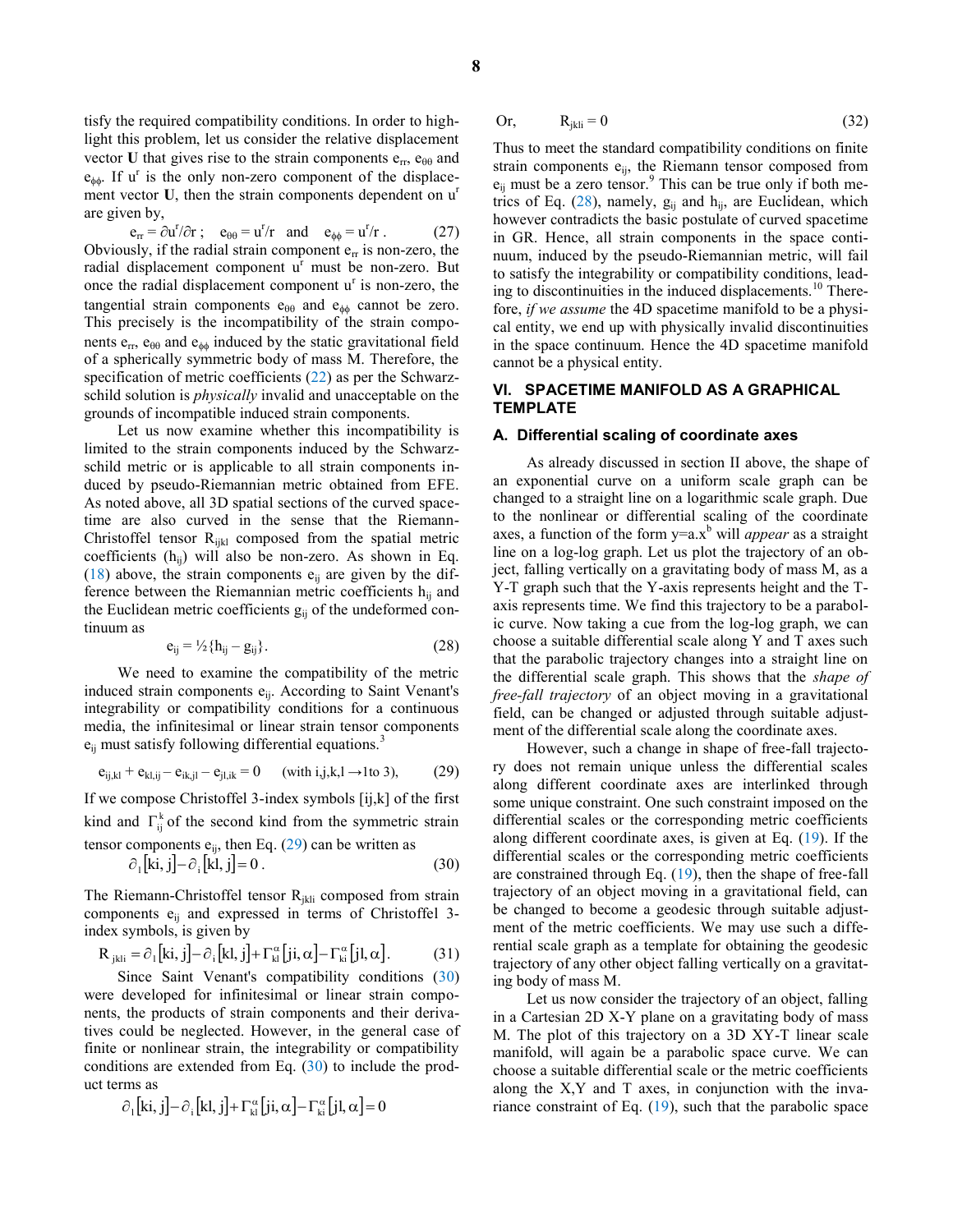tisfy the required compatibility conditions. In order to highlight this problem, let us consider the relative displacement vector **U** that gives rise to the strain components $e_{rr}$, $e_{\theta\theta}$ and $e_{\phi\phi}$. If $u^r$ is the only non-zero component of the displacement vector **U**, then the strain components dependent on $u^r$ are given by,

$$e_{rr} = \partial u^r/\partial r\ ;\quad e_{\theta\theta} = u^r/r \quad \text{and} \quad e_{\phi\phi} = u^r/r\ . \tag{27}$$

Obviously, if the radial strain component $e_{rr}$ is non-zero, the radial displacement component $u^r$ must be non-zero. But once the radial displacement component $u^r$ is non-zero, the tangential strain components $e_{\theta\theta}$ and $e_{\phi\phi}$ cannot be zero. This precisely is the incompatibility of the strain components $e_{rr}$, $e_{\theta\theta}$ and $e_{\phi\phi}$ induced by the static gravitational field of a spherically symmetric body of mass M. Therefore, the specification of metric coefficients (22) as per the Schwarzschild solution is *physically* invalid and unacceptable on the grounds of incompatible induced strain components.

Let us now examine whether this incompatibility is limited to the strain components induced by the Schwarzschild metric or is applicable to all strain components induced by pseudo-Riemannian metric obtained from EFE. As noted above, all 3D spatial sections of the curved spacetime are also curved in the sense that the Riemann-Christoffel tensor $R_{ijkl}$ composed from the spatial metric coefficients ($h_{ij}$) will also be non-zero. As shown in Eq. (18) above, the strain components $e_{ij}$ are given by the difference between the Riemannian metric coefficients $h_{ij}$ and the Euclidean metric coefficients $g_{ij}$ of the undeformed continuum as

$$e_{ij} = \tfrac{1}{2}\{h_{ij} - g_{ij}\}. \tag{28}$$

We need to examine the compatibility of the metric induced strain components $e_{ij}$. According to Saint Venant's integrability or compatibility conditions for a continuous media, the infinitesimal or linear strain tensor components $e_{ij}$ must satisfy following differential equations.[3]

$$e_{ij,kl} + e_{kl,ij} - e_{ik,jl} - e_{jl,ik} = 0 \quad (\text{with } i,j,k,l \rightarrow 1 \text{ to } 3), \tag{29}$$

If we compose Christoffel 3-index symbols $[ij,k]$ of the first kind and $\Gamma^k_{ij}$ of the second kind from the symmetric strain tensor components $e_{ij}$, then Eq. (29) can be written as

$$\partial_l[ki,j] - \partial_i[kl,j] = 0\,. \tag{30}$$

The Riemann-Christoffel tensor $R_{jkli}$ composed from strain components $e_{ij}$ and expressed in terms of Christoffel 3-index symbols, is given by

$$R_{jkli} = \partial_l[ki,j] - \partial_i[kl,j] + \Gamma^\alpha_{kl}[ji,\alpha] - \Gamma^\alpha_{ki}[jl,\alpha]. \tag{31}$$

Since Saint Venant's compatibility conditions (30) were developed for infinitesimal or linear strain components, the products of strain components and their derivatives could be neglected. However, in the general case of finite or nonlinear strain, the integrability or compatibility conditions are extended from Eq. (30) to include the product terms as

$$\partial_l[ki,j] - \partial_i[kl,j] + \Gamma^\alpha_{kl}[ji,\alpha] - \Gamma^\alpha_{ki}[jl,\alpha] = 0$$

Or,

$$R_{jkli} = 0 \tag{32}$$

Thus to meet the standard compatibility conditions on finite strain components $e_{ij}$, the Riemann tensor composed from $e_{ij}$ must be a zero tensor.[9] This can be true only if both metrics of Eq. (28), namely, $g_{ij}$ and $h_{ij}$, are Euclidean, which however contradicts the basic postulate of curved spacetime in GR. Hence, all strain components in the space continuum, induced by the pseudo-Riemannian metric, will fail to satisfy the integrability or compatibility conditions, leading to discontinuities in the induced displacements.[10] Therefore, *if we assume* the 4D spacetime manifold to be a physical entity, we end up with physically invalid discontinuities in the space continuum. Hence the 4D spacetime manifold cannot be a physical entity.

## VI. SPACETIME MANIFOLD AS A GRAPHICAL TEMPLATE

### A. Differential scaling of coordinate axes

As already discussed in section II above, the shape of an exponential curve on a uniform scale graph can be changed to a straight line on a logarithmic scale graph. Due to the nonlinear or differential scaling of the coordinate axes, a function of the form $y=a.x^b$ will *appear* as a straight line on a log-log graph. Let us plot the trajectory of an object, falling vertically on a gravitating body of mass M, as a Y-T graph such that the Y-axis represents height and the T-axis represents time. We find this trajectory to be a parabolic curve. Now taking a cue from the log-log graph, we can choose a suitable differential scale along Y and T axes such that the parabolic trajectory changes into a straight line on the differential scale graph. This shows that the *shape of free-fall trajectory* of an object moving in a gravitational field, can be changed or adjusted through suitable adjustment of the differential scale along the coordinate axes.

However, such a change in shape of free-fall trajectory does not remain unique unless the differential scales along different coordinate axes are interlinked through some unique constraint. One such constraint imposed on the differential scales or the corresponding metric coefficients along different coordinate axes, is given at Eq. (19). If the differential scales or the corresponding metric coefficients are constrained through Eq. (19), then the shape of free-fall trajectory of an object moving in a gravitational field, can be changed to become a geodesic through suitable adjustment of the metric coefficients. We may use such a differential scale graph as a template for obtaining the geodesic trajectory of any other object falling vertically on a gravitating body of mass M.

Let us now consider the trajectory of an object, falling in a Cartesian 2D X-Y plane on a gravitating body of mass M. The plot of this trajectory on a 3D XY-T linear scale manifold, will again be a parabolic space curve. We can choose a suitable differential scale or the metric coefficients along the X,Y and T axes, in conjunction with the invariance constraint of Eq. (19), such that the parabolic space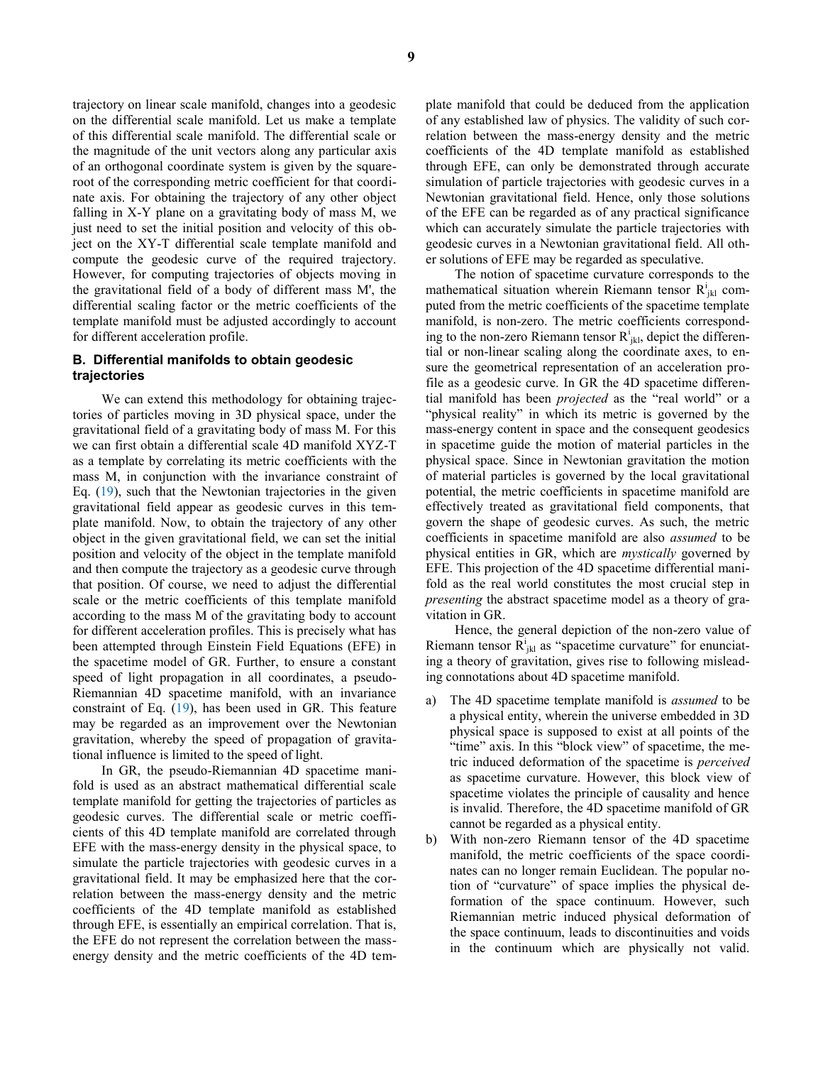trajectory on linear scale manifold, changes into a geodesic on the differential scale manifold. Let us make a template of this differential scale manifold. The differential scale or the magnitude of the unit vectors along any particular axis of an orthogonal coordinate system is given by the square-root of the corresponding metric coefficient for that coordinate axis. For obtaining the trajectory of any other object falling in X-Y plane on a gravitating body of mass M, we just need to set the initial position and velocity of this object on the XY-T differential scale template manifold and compute the geodesic curve of the required trajectory. However, for computing trajectories of objects moving in the gravitational field of a body of different mass M', the differential scaling factor or the metric coefficients of the template manifold must be adjusted accordingly to account for different acceleration profile.

### B. Differential manifolds to obtain geodesic trajectories

We can extend this methodology for obtaining trajectories of particles moving in 3D physical space, under the gravitational field of a gravitating body of mass M. For this we can first obtain a differential scale 4D manifold XYZ-T as a template by correlating its metric coefficients with the mass M, in conjunction with the invariance constraint of Eq. (19), such that the Newtonian trajectories in the given gravitational field appear as geodesic curves in this template manifold. Now, to obtain the trajectory of any other object in the given gravitational field, we can set the initial position and velocity of the object in the template manifold and then compute the trajectory as a geodesic curve through that position. Of course, we need to adjust the differential scale or the metric coefficients of this template manifold according to the mass M of the gravitating body to account for different acceleration profiles. This is precisely what has been attempted through Einstein Field Equations (EFE) in the spacetime model of GR. Further, to ensure a constant speed of light propagation in all coordinates, a pseudo-Riemannian 4D spacetime manifold, with an invariance constraint of Eq. (19), has been used in GR. This feature may be regarded as an improvement over the Newtonian gravitation, whereby the speed of propagation of gravitational influence is limited to the speed of light.

In GR, the pseudo-Riemannian 4D spacetime manifold is used as an abstract mathematical differential scale template manifold for getting the trajectories of particles as geodesic curves. The differential scale or metric coefficients of this 4D template manifold are correlated through EFE with the mass-energy density in the physical space, to simulate the particle trajectories with geodesic curves in a gravitational field. It may be emphasized here that the correlation between the mass-energy density and the metric coefficients of the 4D template manifold as established through EFE, is essentially an empirical correlation. That is, the EFE do not represent the correlation between the mass-energy density and the metric coefficients of the 4D template manifold that could be deduced from the application of any established law of physics. The validity of such correlation between the mass-energy density and the metric coefficients of the 4D template manifold as established through EFE, can only be demonstrated through accurate simulation of particle trajectories with geodesic curves in a Newtonian gravitational field. Hence, only those solutions of the EFE can be regarded as of any practical significance which can accurately simulate the particle trajectories with geodesic curves in a Newtonian gravitational field. All other solutions of EFE may be regarded as speculative.

The notion of spacetime curvature corresponds to the mathematical situation wherein Riemann tensor $R^i_{jkl}$ computed from the metric coefficients of the spacetime template manifold, is non-zero. The metric coefficients corresponding to the non-zero Riemann tensor $R^i_{jkl}$, depict the differential or non-linear scaling along the coordinate axes, to ensure the geometrical representation of an acceleration profile as a geodesic curve. In GR the 4D spacetime differential manifold has been *projected* as the "real world" or a "physical reality" in which its metric is governed by the mass-energy content in space and the consequent geodesics in spacetime guide the motion of material particles in the physical space. Since in Newtonian gravitation the motion of material particles is governed by the local gravitational potential, the metric coefficients in spacetime manifold are effectively treated as gravitational field components, that govern the shape of geodesic curves. As such, the metric coefficients in spacetime manifold are also *assumed* to be physical entities in GR, which are *mystically* governed by EFE. This projection of the 4D spacetime differential manifold as the real world constitutes the most crucial step in *presenting* the abstract spacetime model as a theory of gravitation in GR.

Hence, the general depiction of the non-zero value of Riemann tensor $R^i_{jkl}$ as "spacetime curvature" for enunciating a theory of gravitation, gives rise to following misleading connotations about 4D spacetime manifold.

a) The 4D spacetime template manifold is *assumed* to be a physical entity, wherein the universe embedded in 3D physical space is supposed to exist at all points of the "time" axis. In this "block view" of spacetime, the metric induced deformation of the spacetime is *perceived* as spacetime curvature. However, this block view of spacetime violates the principle of causality and hence is invalid. Therefore, the 4D spacetime manifold of GR cannot be regarded as a physical entity.
b) With non-zero Riemann tensor of the 4D spacetime manifold, the metric coefficients of the space coordinates can no longer remain Euclidean. The popular notion of "curvature" of space implies the physical deformation of the space continuum. However, such Riemannian metric induced physical deformation of the space continuum, leads to discontinuities and voids in the continuum which are physically not valid.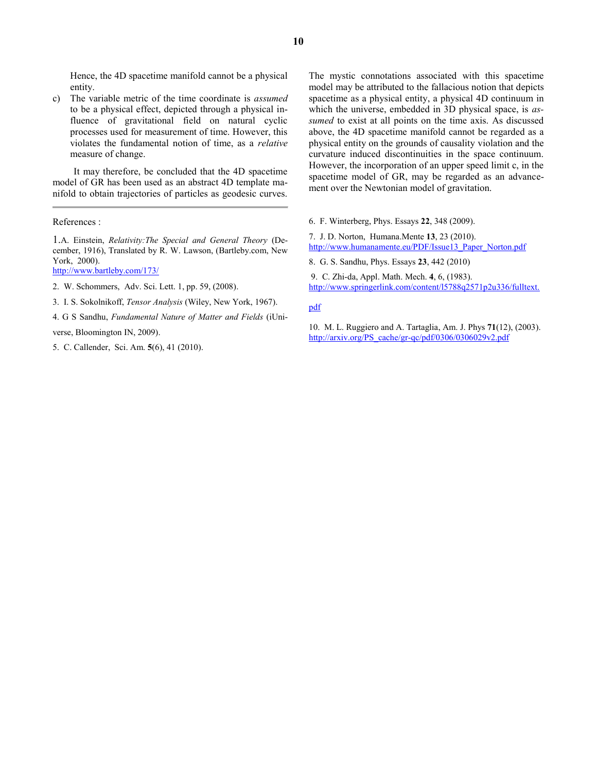Hence, the 4D spacetime manifold cannot be a physical entity.

c) The variable metric of the time coordinate is *assumed* to be a physical effect, depicted through a physical influence of gravitational field on natural cyclic processes used for measurement of time. However, this violates the fundamental notion of time, as a *relative* measure of change.

It may therefore, be concluded that the 4D spacetime model of GR has been used as an abstract 4D template manifold to obtain trajectories of particles as geodesic curves. The mystic connotations associated with this spacetime model may be attributed to the fallacious notion that depicts spacetime as a physical entity, a physical 4D continuum in which the universe, embedded in 3D physical space, is *assumed* to exist at all points on the time axis. As discussed above, the 4D spacetime manifold cannot be regarded as a physical entity on the grounds of causality violation and the curvature induced discontinuities in the space continuum. However, the incorporation of an upper speed limit c, in the spacetime model of GR, may be regarded as an advancement over the Newtonian model of gravitation.

---

References :

1. A. Einstein, *Relativity:The Special and General Theory* (December, 1916), Translated by R. W. Lawson, (Bartleby.com, New York, 2000). http://www.bartleby.com/173/

2. W. Schommers, Adv. Sci. Lett. 1, pp. 59, (2008).

3. I. S. Sokolnikoff, *Tensor Analysis* (Wiley, New York, 1967).

4. G S Sandhu, *Fundamental Nature of Matter and Fields* (iUniverse, Bloomington IN, 2009).

5. C. Callender, Sci. Am. **5**(6), 41 (2010).

6. F. Winterberg, Phys. Essays **22**, 348 (2009).

7. J. D. Norton, Humana.Mente **13**, 23 (2010). http://www.humanamente.eu/PDF/Issue13_Paper_Norton.pdf

8. G. S. Sandhu, Phys. Essays **23**, 442 (2010)

9. C. Zhi-da, Appl. Math. Mech. **4**, 6, (1983). http://www.springerlink.com/content/l5788q2571p2u336/fulltext.pdf

10. M. L. Ruggiero and A. Tartaglia, Am. J. Phys **71**(12), (2003). http://arxiv.org/PS_cache/gr-qc/pdf/0306/0306029v2.pdf